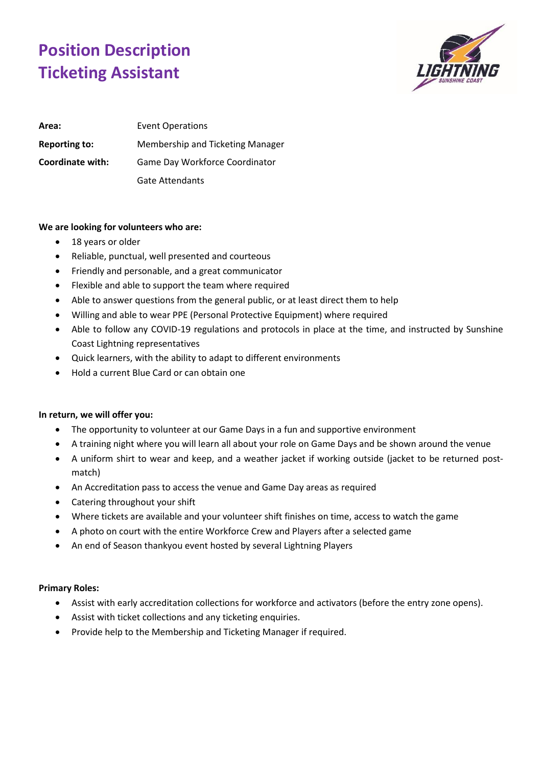# Position Description
# Ticketing Assistant

| | |
|---|---|
| **Area:** | Event Operations |
| **Reporting to:** | Membership and Ticketing Manager |
| **Coordinate with:** | Game Day Workforce Coordinator |
| | Gate Attendants |

**We are looking for volunteers who are:**

- 18 years or older
- Reliable, punctual, well presented and courteous
- Friendly and personable, and a great communicator
- Flexible and able to support the team where required
- Able to answer questions from the general public, or at least direct them to help
- Willing and able to wear PPE (Personal Protective Equipment) where required
- Able to follow any COVID-19 regulations and protocols in place at the time, and instructed by Sunshine Coast Lightning representatives
- Quick learners, with the ability to adapt to different environments
- Hold a current Blue Card or can obtain one

**In return, we will offer you:**

- The opportunity to volunteer at our Game Days in a fun and supportive environment
- A training night where you will learn all about your role on Game Days and be shown around the venue
- A uniform shirt to wear and keep, and a weather jacket if working outside (jacket to be returned post-match)
- An Accreditation pass to access the venue and Game Day areas as required
- Catering throughout your shift
- Where tickets are available and your volunteer shift finishes on time, access to watch the game
- A photo on court with the entire Workforce Crew and Players after a selected game
- An end of Season thankyou event hosted by several Lightning Players

**Primary Roles:**

- Assist with early accreditation collections for workforce and activators (before the entry zone opens).
- Assist with ticket collections and any ticketing enquiries.
- Provide help to the Membership and Ticketing Manager if required.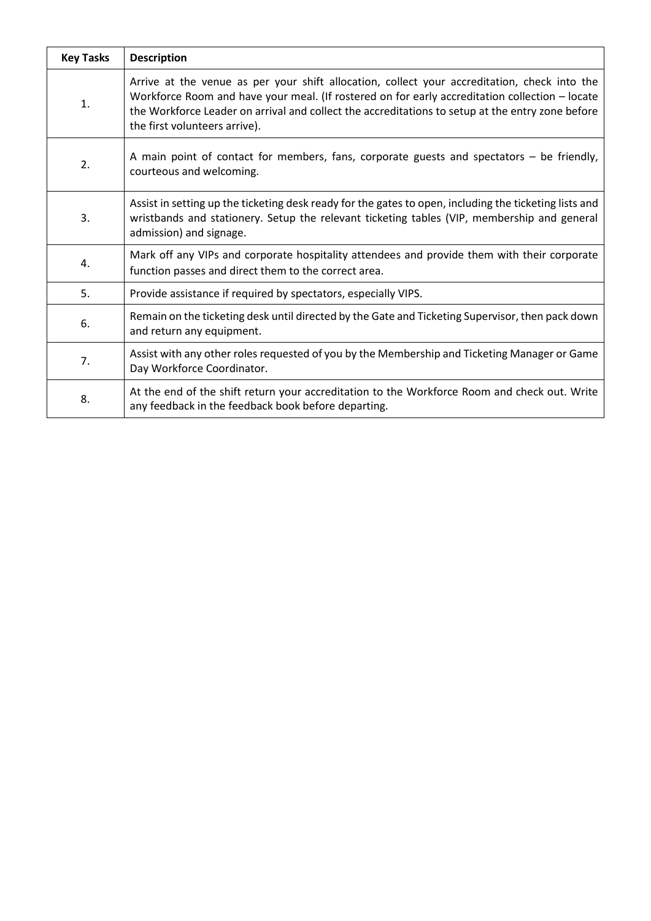| Key Tasks | Description |
|---|---|
| 1. | Arrive at the venue as per your shift allocation, collect your accreditation, check into the Workforce Room and have your meal. (If rostered on for early accreditation collection – locate the Workforce Leader on arrival and collect the accreditations to setup at the entry zone before the first volunteers arrive). |
| 2. | A main point of contact for members, fans, corporate guests and spectators – be friendly, courteous and welcoming. |
| 3. | Assist in setting up the ticketing desk ready for the gates to open, including the ticketing lists and wristbands and stationery. Setup the relevant ticketing tables (VIP, membership and general admission) and signage. |
| 4. | Mark off any VIPs and corporate hospitality attendees and provide them with their corporate function passes and direct them to the correct area. |
| 5. | Provide assistance if required by spectators, especially VIPS. |
| 6. | Remain on the ticketing desk until directed by the Gate and Ticketing Supervisor, then pack down and return any equipment. |
| 7. | Assist with any other roles requested of you by the Membership and Ticketing Manager or Game Day Workforce Coordinator. |
| 8. | At the end of the shift return your accreditation to the Workforce Room and check out. Write any feedback in the feedback book before departing. |